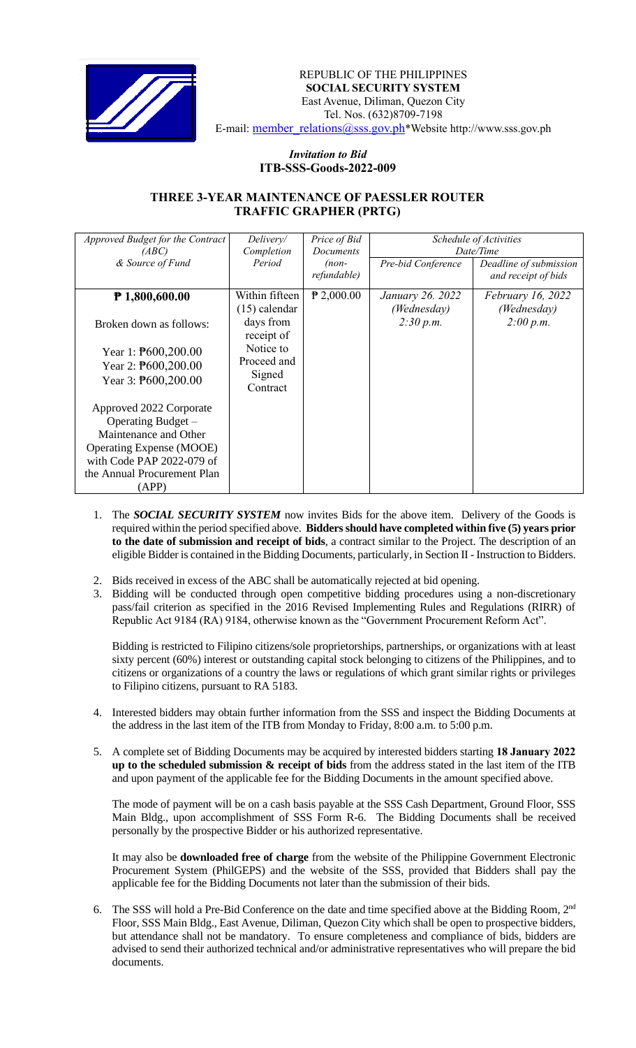REPUBLIC OF THE PHILIPPINES
**SOCIAL SECURITY SYSTEM**
East Avenue, Diliman, Quezon City
Tel. Nos. (632)8709-7198
E-mail: member_relations@sss.gov.ph*Website http://www.sss.gov.ph

*Invitation to Bid*
**ITB-SSS-Goods-2022-009**

## THREE 3-YEAR MAINTENANCE OF PAESSLER ROUTER TRAFFIC GRAPHER (PRTG)

| *Approved Budget for the Contract (ABC) & Source of Fund* | *Delivery/ Completion Period* | *Price of Bid Documents (non-refundable)* | *Schedule of Activities Date/Time* | |
|---|---|---|---|---|
| | | | *Pre-bid Conference* | *Deadline of submission and receipt of bids* |
| **₱ 1,800,600.00**<br><br>Broken down as follows:<br><br>Year 1: ₱600,200.00<br>Year 2: ₱600,200.00<br>Year 3: ₱600,200.00<br><br>Approved 2022 Corporate Operating Budget – Maintenance and Other Operating Expense (MOOE) with Code PAP 2022-079 of the Annual Procurement Plan (APP) | Within fifteen (15) calendar days from receipt of Notice to Proceed and Signed Contract | ₱ 2,000.00 | *January 26. 2022 (Wednesday) 2:30 p.m.* | *February 16, 2022 (Wednesday) 2:00 p.m.* |

1. The ***SOCIAL SECURITY SYSTEM*** now invites Bids for the above item. Delivery of the Goods is required within the period specified above. **Bidders should have completed within five (5) years prior to the date of submission and receipt of bids**, a contract similar to the Project. The description of an eligible Bidder is contained in the Bidding Documents, particularly, in Section II - Instruction to Bidders.

2. Bids received in excess of the ABC shall be automatically rejected at bid opening.

3. Bidding will be conducted through open competitive bidding procedures using a non-discretionary pass/fail criterion as specified in the 2016 Revised Implementing Rules and Regulations (RIRR) of Republic Act 9184 (RA) 9184, otherwise known as the "Government Procurement Reform Act".

   Bidding is restricted to Filipino citizens/sole proprietorships, partnerships, or organizations with at least sixty percent (60%) interest or outstanding capital stock belonging to citizens of the Philippines, and to citizens or organizations of a country the laws or regulations of which grant similar rights or privileges to Filipino citizens, pursuant to RA 5183.

4. Interested bidders may obtain further information from the SSS and inspect the Bidding Documents at the address in the last item of the ITB from Monday to Friday, 8:00 a.m. to 5:00 p.m.

5. A complete set of Bidding Documents may be acquired by interested bidders starting **18 January 2022 up to the scheduled submission & receipt of bids** from the address stated in the last item of the ITB and upon payment of the applicable fee for the Bidding Documents in the amount specified above.

   The mode of payment will be on a cash basis payable at the SSS Cash Department, Ground Floor, SSS Main Bldg., upon accomplishment of SSS Form R-6. The Bidding Documents shall be received personally by the prospective Bidder or his authorized representative.

   It may also be **downloaded free of charge** from the website of the Philippine Government Electronic Procurement System (PhilGEPS) and the website of the SSS, provided that Bidders shall pay the applicable fee for the Bidding Documents not later than the submission of their bids.

6. The SSS will hold a Pre-Bid Conference on the date and time specified above at the Bidding Room, 2nd Floor, SSS Main Bldg., East Avenue, Diliman, Quezon City which shall be open to prospective bidders, but attendance shall not be mandatory. To ensure completeness and compliance of bids, bidders are advised to send their authorized technical and/or administrative representatives who will prepare the bid documents.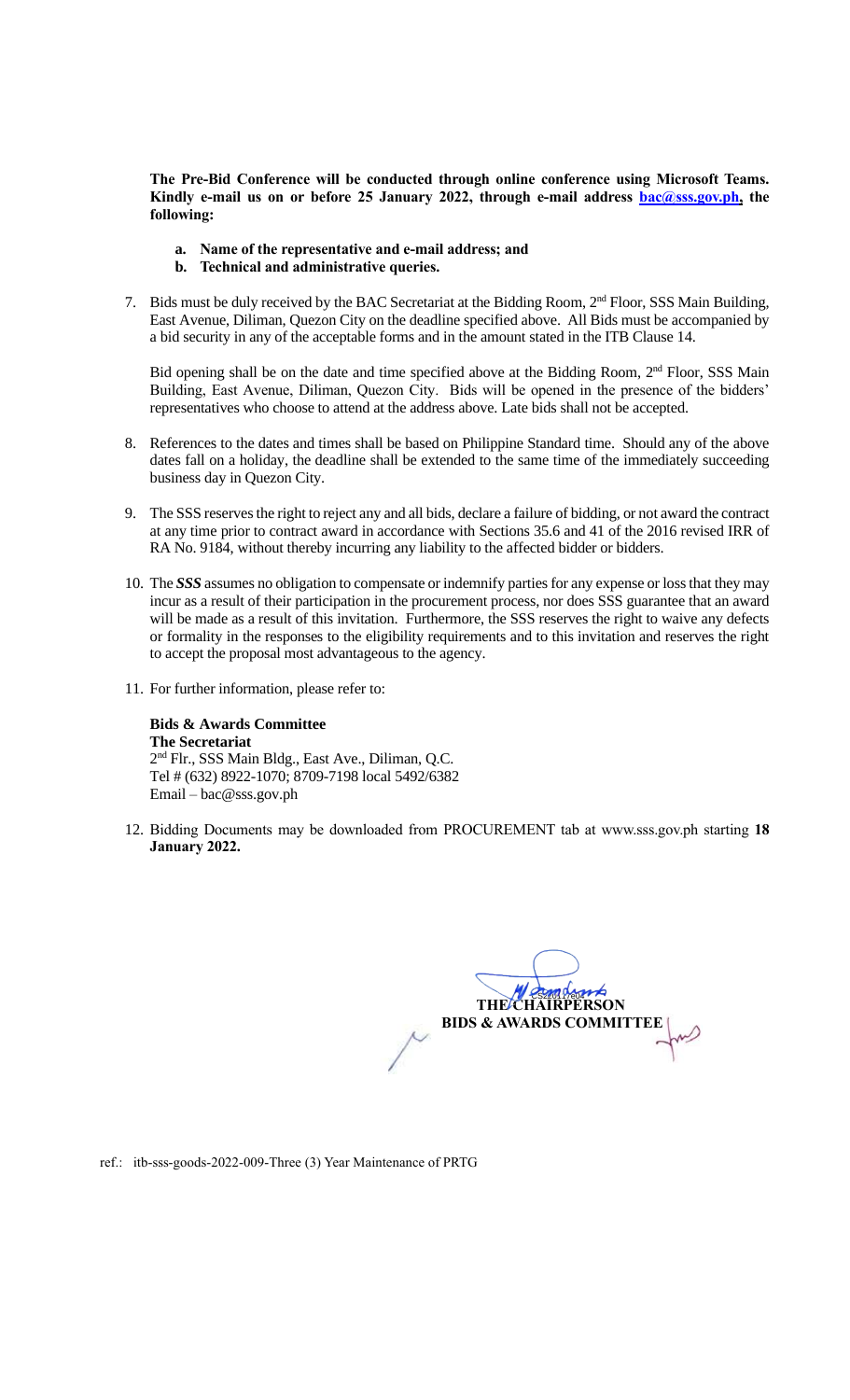**The Pre-Bid Conference will be conducted through online conference using Microsoft Teams. Kindly e-mail us on or before 25 January 2022, through e-mail address bac@sss.gov.ph, the following:**

- **a. Name of the representative and e-mail address; and**
- **b. Technical and administrative queries.**

7. Bids must be duly received by the BAC Secretariat at the Bidding Room, 2nd Floor, SSS Main Building, East Avenue, Diliman, Quezon City on the deadline specified above. All Bids must be accompanied by a bid security in any of the acceptable forms and in the amount stated in the ITB Clause 14.

   Bid opening shall be on the date and time specified above at the Bidding Room, 2nd Floor, SSS Main Building, East Avenue, Diliman, Quezon City. Bids will be opened in the presence of the bidders' representatives who choose to attend at the address above. Late bids shall not be accepted.

8. References to the dates and times shall be based on Philippine Standard time. Should any of the above dates fall on a holiday, the deadline shall be extended to the same time of the immediately succeeding business day in Quezon City.

9. The SSS reserves the right to reject any and all bids, declare a failure of bidding, or not award the contract at any time prior to contract award in accordance with Sections 35.6 and 41 of the 2016 revised IRR of RA No. 9184, without thereby incurring any liability to the affected bidder or bidders.

10. The ***SSS*** assumes no obligation to compensate or indemnify parties for any expense or loss that they may incur as a result of their participation in the procurement process, nor does SSS guarantee that an award will be made as a result of this invitation. Furthermore, the SSS reserves the right to waive any defects or formality in the responses to the eligibility requirements and to this invitation and reserves the right to accept the proposal most advantageous to the agency.

11. For further information, please refer to:

    **Bids & Awards Committee**
    **The Secretariat**
    2nd Flr., SSS Main Bldg., East Ave., Diliman, Q.C.
    Tel # (632) 8922-1070; 8709-7198 local 5492/6382
    Email – bac@sss.gov.ph

12. Bidding Documents may be downloaded from PROCUREMENT tab at www.sss.gov.ph starting **18 January 2022.**

**THE CHAIRPERSON**
**BIDS & AWARDS COMMITTEE**

ref.: itb-sss-goods-2022-009-Three (3) Year Maintenance of PRTG